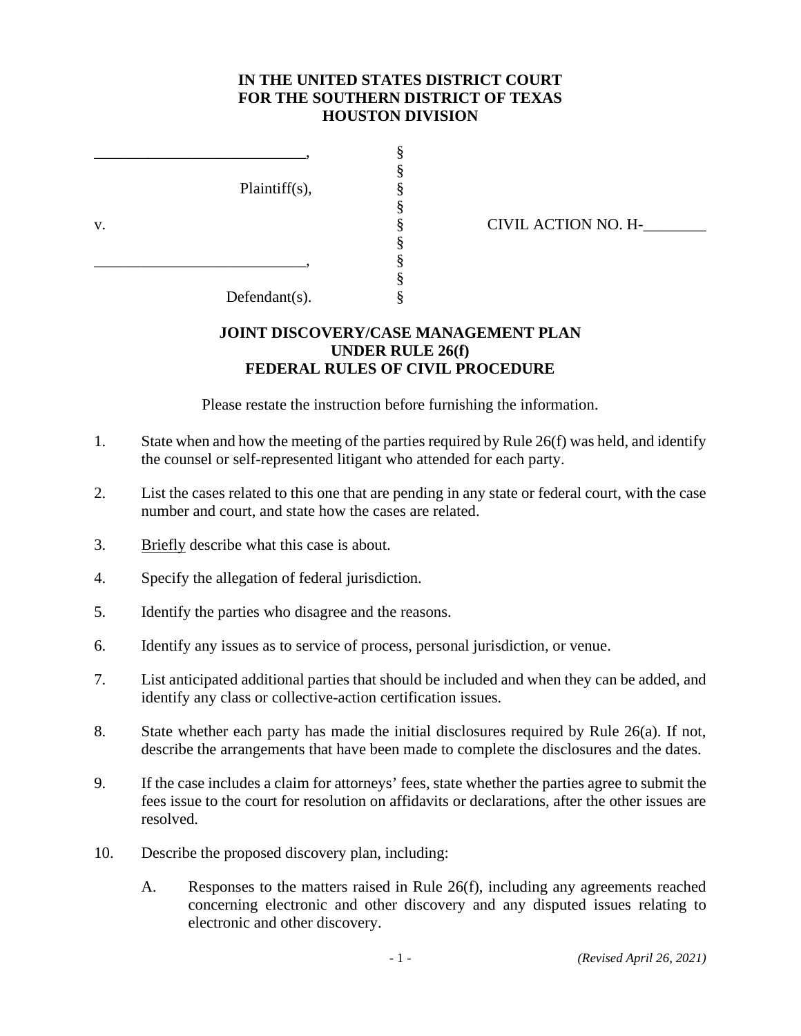**IN THE UNITED STATES DISTRICT COURT**
**FOR THE SOUTHERN DISTRICT OF TEXAS**
**HOUSTON DIVISION**

| | | |
|---|---|---|
| ___________________________, | § | |
| | § | |
| Plaintiff(s), | § | |
| | § | |
| v. | § | CIVIL ACTION NO. H-________ |
| | § | |
| ___________________________, | § | |
| | § | |
| Defendant(s). | § | |

**JOINT DISCOVERY/CASE MANAGEMENT PLAN**
**UNDER RULE 26(f)**
**FEDERAL RULES OF CIVIL PROCEDURE**

Please restate the instruction before furnishing the information.

1. State when and how the meeting of the parties required by Rule 26(f) was held, and identify the counsel or self-represented litigant who attended for each party.

2. List the cases related to this one that are pending in any state or federal court, with the case number and court, and state how the cases are related.

3. Briefly describe what this case is about.

4. Specify the allegation of federal jurisdiction.

5. Identify the parties who disagree and the reasons.

6. Identify any issues as to service of process, personal jurisdiction, or venue.

7. List anticipated additional parties that should be included and when they can be added, and identify any class or collective-action certification issues.

8. State whether each party has made the initial disclosures required by Rule 26(a). If not, describe the arrangements that have been made to complete the disclosures and the dates.

9. If the case includes a claim for attorneys' fees, state whether the parties agree to submit the fees issue to the court for resolution on affidavits or declarations, after the other issues are resolved.

10. Describe the proposed discovery plan, including:

    A. Responses to the matters raised in Rule 26(f), including any agreements reached concerning electronic and other discovery and any disputed issues relating to electronic and other discovery.

*(Revised April 26, 2021)*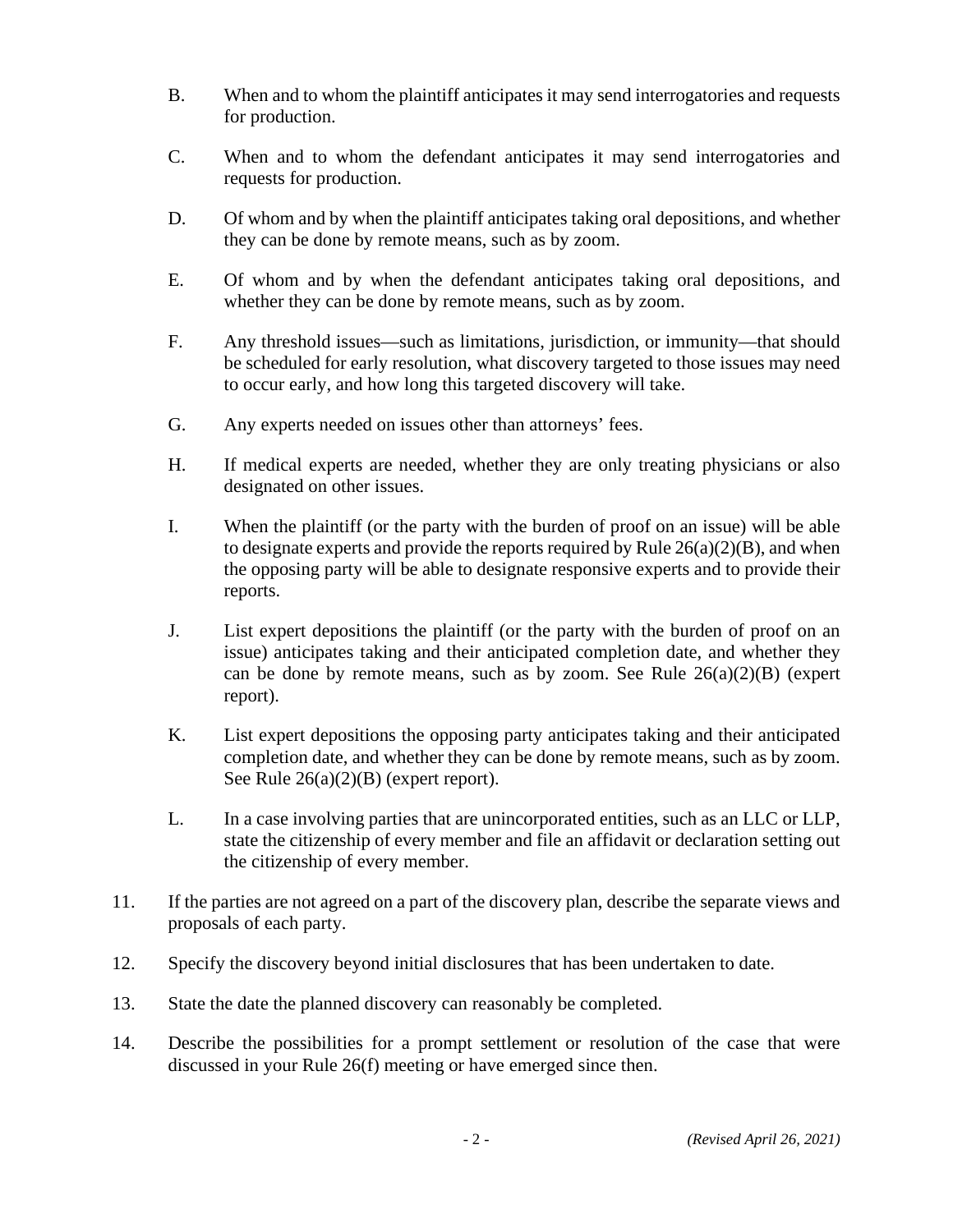B. When and to whom the plaintiff anticipates it may send interrogatories and requests for production.

C. When and to whom the defendant anticipates it may send interrogatories and requests for production.

D. Of whom and by when the plaintiff anticipates taking oral depositions, and whether they can be done by remote means, such as by zoom.

E. Of whom and by when the defendant anticipates taking oral depositions, and whether they can be done by remote means, such as by zoom.

F. Any threshold issues—such as limitations, jurisdiction, or immunity—that should be scheduled for early resolution, what discovery targeted to those issues may need to occur early, and how long this targeted discovery will take.

G. Any experts needed on issues other than attorneys' fees.

H. If medical experts are needed, whether they are only treating physicians or also designated on other issues.

I. When the plaintiff (or the party with the burden of proof on an issue) will be able to designate experts and provide the reports required by Rule 26(a)(2)(B), and when the opposing party will be able to designate responsive experts and to provide their reports.

J. List expert depositions the plaintiff (or the party with the burden of proof on an issue) anticipates taking and their anticipated completion date, and whether they can be done by remote means, such as by zoom. See Rule 26(a)(2)(B) (expert report).

K. List expert depositions the opposing party anticipates taking and their anticipated completion date, and whether they can be done by remote means, such as by zoom. See Rule 26(a)(2)(B) (expert report).

L. In a case involving parties that are unincorporated entities, such as an LLC or LLP, state the citizenship of every member and file an affidavit or declaration setting out the citizenship of every member.

11. If the parties are not agreed on a part of the discovery plan, describe the separate views and proposals of each party.

12. Specify the discovery beyond initial disclosures that has been undertaken to date.

13. State the date the planned discovery can reasonably be completed.

14. Describe the possibilities for a prompt settlement or resolution of the case that were discussed in your Rule 26(f) meeting or have emerged since then.

*(Revised April 26, 2021)*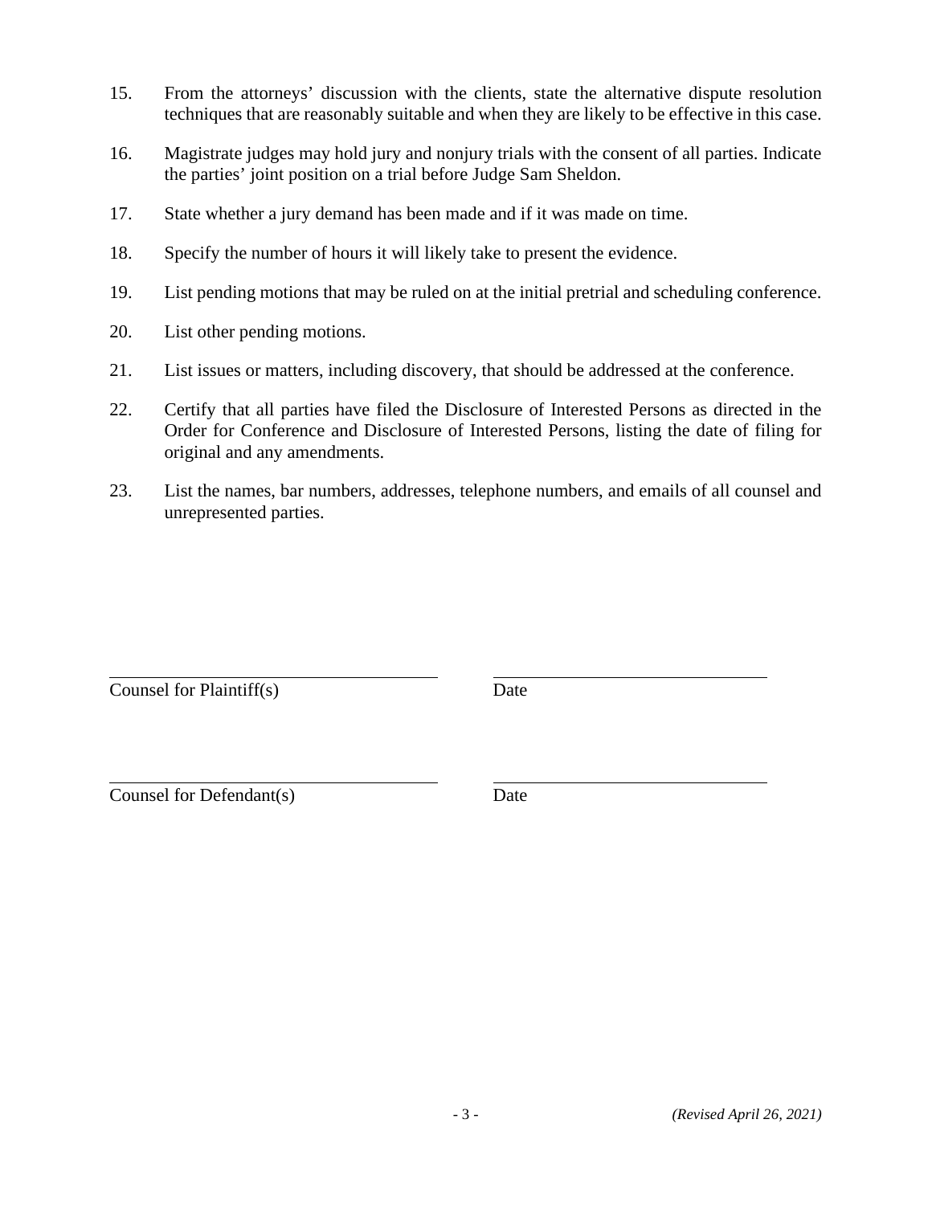15. From the attorneys' discussion with the clients, state the alternative dispute resolution techniques that are reasonably suitable and when they are likely to be effective in this case.

16. Magistrate judges may hold jury and nonjury trials with the consent of all parties. Indicate the parties' joint position on a trial before Judge Sam Sheldon.

17. State whether a jury demand has been made and if it was made on time.

18. Specify the number of hours it will likely take to present the evidence.

19. List pending motions that may be ruled on at the initial pretrial and scheduling conference.

20. List other pending motions.

21. List issues or matters, including discovery, that should be addressed at the conference.

22. Certify that all parties have filed the Disclosure of Interested Persons as directed in the Order for Conference and Disclosure of Interested Persons, listing the date of filing for original and any amendments.

23. List the names, bar numbers, addresses, telephone numbers, and emails of all counsel and unrepresented parties.

\_\_\_\_\_\_\_\_\_\_\_\_\_\_\_\_\_\_\_\_\_\_\_\_\_\_\_\_\_\_\_\_\_\_ \_\_\_\_\_\_\_\_\_\_\_\_\_\_\_\_\_\_\_\_\_\_\_\_\_\_\_\_\_\_
Counsel for Plaintiff(s) Date

\_\_\_\_\_\_\_\_\_\_\_\_\_\_\_\_\_\_\_\_\_\_\_\_\_\_\_\_\_\_\_\_\_\_ \_\_\_\_\_\_\_\_\_\_\_\_\_\_\_\_\_\_\_\_\_\_\_\_\_\_\_\_\_\_
Counsel for Defendant(s) Date

*(Revised April 26, 2021)*